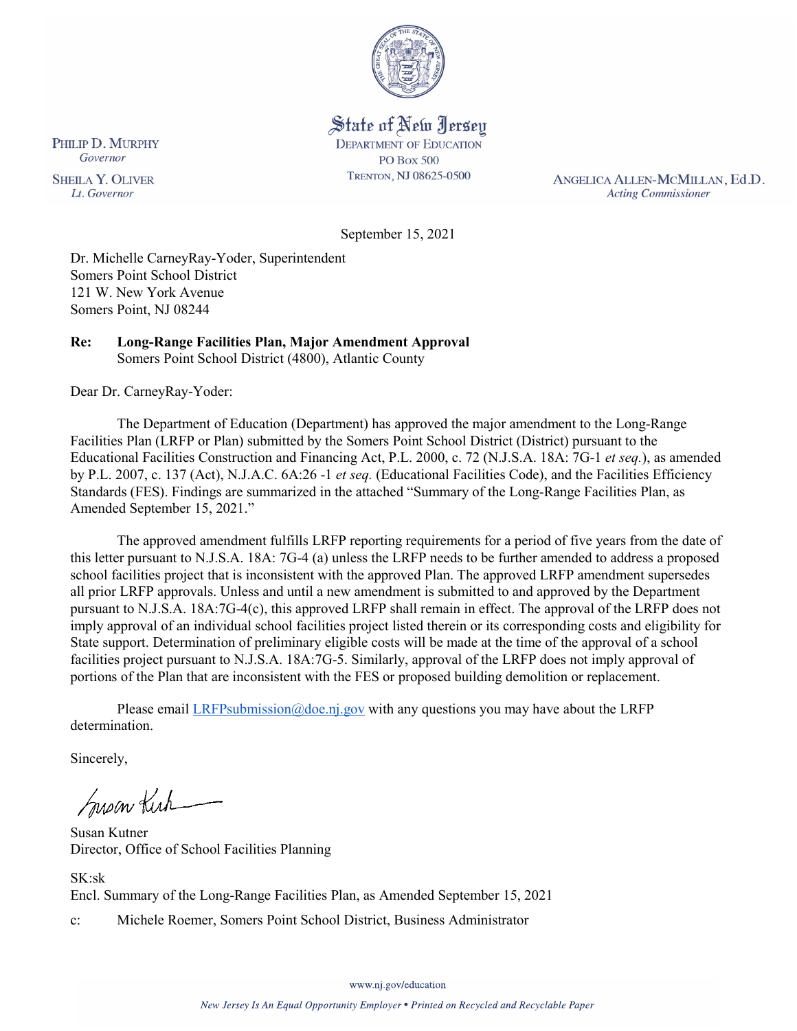State of New Jersey
DEPARTMENT OF EDUCATION
PO BOX 500
TRENTON, NJ 08625-0500

PHILIP D. MURPHY
*Governor*

SHEILA Y. OLIVER
*Lt. Governor*

ANGELICA ALLEN-MCMILLAN, Ed.D.
*Acting Commissioner*

September 15, 2021

Dr. Michelle CarneyRay-Yoder, Superintendent
Somers Point School District
121 W. New York Avenue
Somers Point, NJ 08244

**Re: Long-Range Facilities Plan, Major Amendment Approval**
Somers Point School District (4800), Atlantic County

Dear Dr. CarneyRay-Yoder:

The Department of Education (Department) has approved the major amendment to the Long-Range Facilities Plan (LRFP or Plan) submitted by the Somers Point School District (District) pursuant to the Educational Facilities Construction and Financing Act, P.L. 2000, c. 72 (N.J.S.A. 18A: 7G-1 *et seq.*), as amended by P.L. 2007, c. 137 (Act), N.J.A.C. 6A:26 -1 *et seq.* (Educational Facilities Code), and the Facilities Efficiency Standards (FES). Findings are summarized in the attached "Summary of the Long-Range Facilities Plan, as Amended September 15, 2021."

The approved amendment fulfills LRFP reporting requirements for a period of five years from the date of this letter pursuant to N.J.S.A. 18A: 7G-4 (a) unless the LRFP needs to be further amended to address a proposed school facilities project that is inconsistent with the approved Plan. The approved LRFP amendment supersedes all prior LRFP approvals. Unless and until a new amendment is submitted to and approved by the Department pursuant to N.J.S.A. 18A:7G-4(c), this approved LRFP shall remain in effect. The approval of the LRFP does not imply approval of an individual school facilities project listed therein or its corresponding costs and eligibility for State support. Determination of preliminary eligible costs will be made at the time of the approval of a school facilities project pursuant to N.J.S.A. 18A:7G-5. Similarly, approval of the LRFP does not imply approval of portions of the Plan that are inconsistent with the FES or proposed building demolition or replacement.

Please email LRFPsubmission@doe.nj.gov with any questions you may have about the LRFP determination.

Sincerely,

Susan Kutner
Director, Office of School Facilities Planning

SK:sk
Encl. Summary of the Long-Range Facilities Plan, as Amended September 15, 2021

c: Michele Roemer, Somers Point School District, Business Administrator

www.nj.gov/education

*New Jersey Is An Equal Opportunity Employer • Printed on Recycled and Recyclable Paper*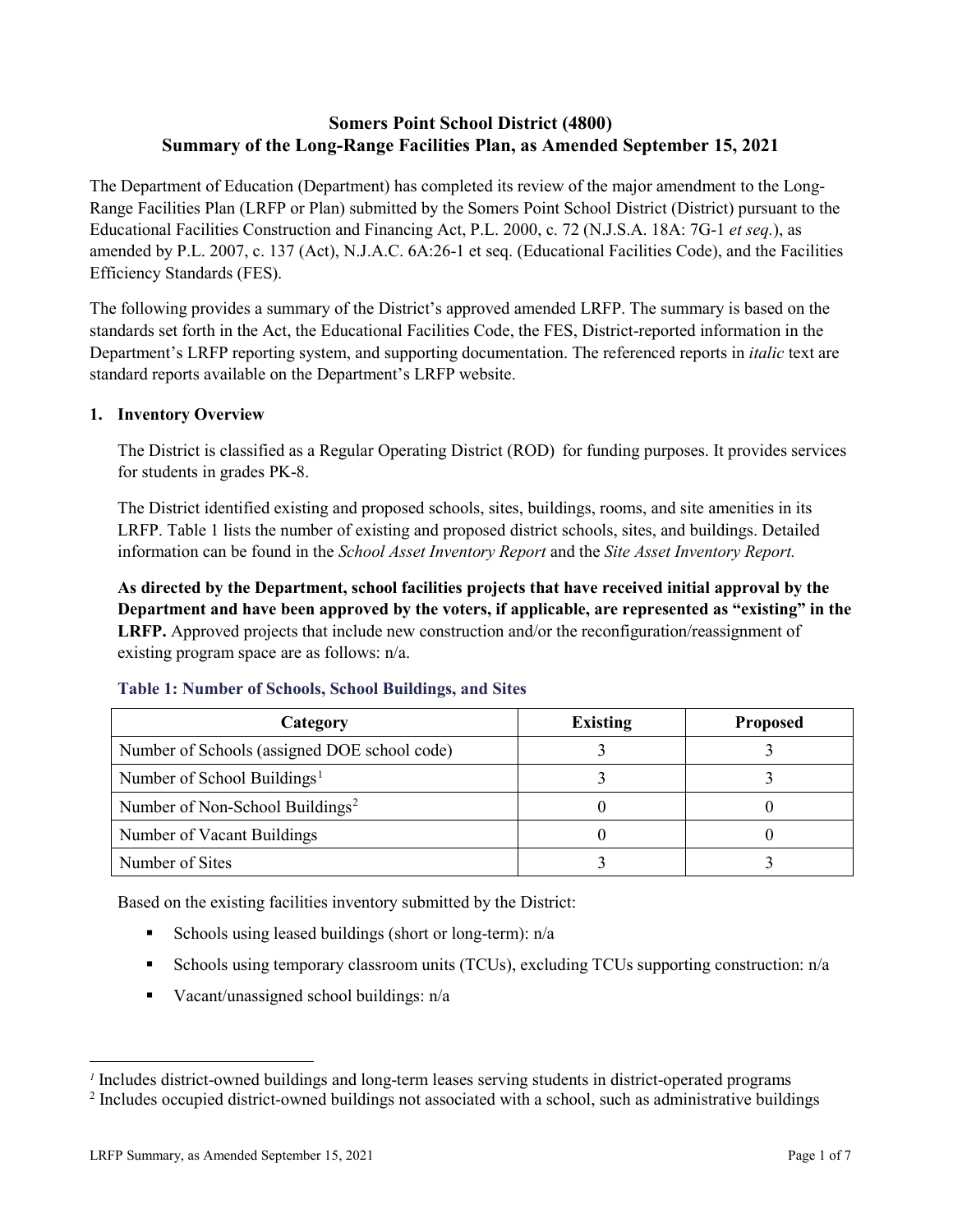# Somers Point School District (4800)
# Summary of the Long-Range Facilities Plan, as Amended September 15, 2021

The Department of Education (Department) has completed its review of the major amendment to the Long-Range Facilities Plan (LRFP or Plan) submitted by the Somers Point School District (District) pursuant to the Educational Facilities Construction and Financing Act, P.L. 2000, c. 72 (N.J.S.A. 18A: 7G-1 *et seq.*), as amended by P.L. 2007, c. 137 (Act), N.J.A.C. 6A:26-1 et seq. (Educational Facilities Code), and the Facilities Efficiency Standards (FES).

The following provides a summary of the District's approved amended LRFP. The summary is based on the standards set forth in the Act, the Educational Facilities Code, the FES, District-reported information in the Department's LRFP reporting system, and supporting documentation. The referenced reports in *italic* text are standard reports available on the Department's LRFP website.

## 1. Inventory Overview

The District is classified as a Regular Operating District (ROD) for funding purposes. It provides services for students in grades PK-8.

The District identified existing and proposed schools, sites, buildings, rooms, and site amenities in its LRFP. Table 1 lists the number of existing and proposed district schools, sites, and buildings. Detailed information can be found in the *School Asset Inventory Report* and the *Site Asset Inventory Report.*

**As directed by the Department, school facilities projects that have received initial approval by the Department and have been approved by the voters, if applicable, are represented as "existing" in the LRFP.** Approved projects that include new construction and/or the reconfiguration/reassignment of existing program space are as follows: n/a.

### Table 1: Number of Schools, School Buildings, and Sites

| Category | Existing | Proposed |
|---|---|---|
| Number of Schools (assigned DOE school code) | 3 | 3 |
| Number of School Buildings[1] | 3 | 3 |
| Number of Non-School Buildings[2] | 0 | 0 |
| Number of Vacant Buildings | 0 | 0 |
| Number of Sites | 3 | 3 |

Based on the existing facilities inventory submitted by the District:

- Schools using leased buildings (short or long-term): n/a
- Schools using temporary classroom units (TCUs), excluding TCUs supporting construction: n/a
- Vacant/unassigned school buildings: n/a

[1] Includes district-owned buildings and long-term leases serving students in district-operated programs

[2] Includes occupied district-owned buildings not associated with a school, such as administrative buildings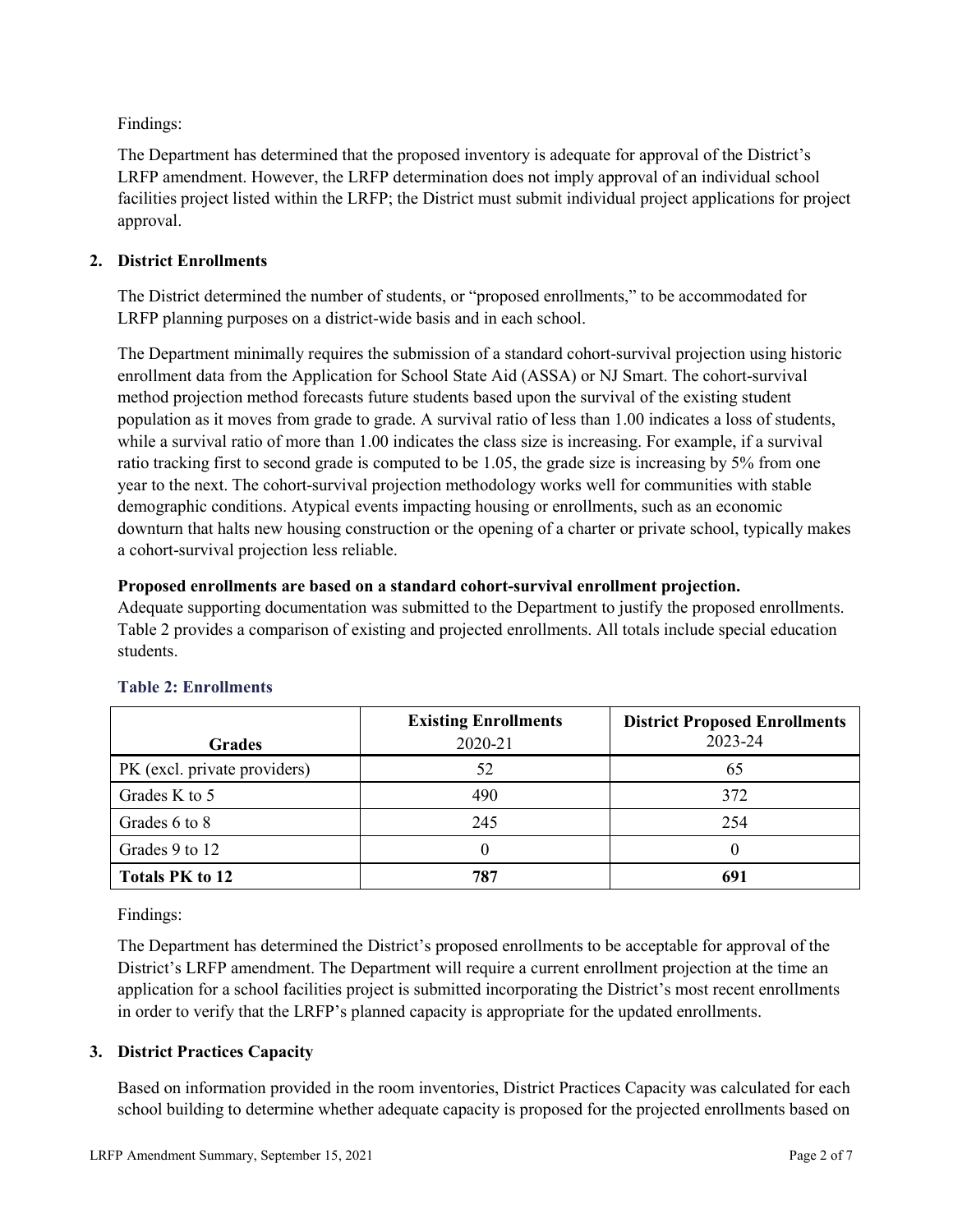Findings:

The Department has determined that the proposed inventory is adequate for approval of the District's LRFP amendment. However, the LRFP determination does not imply approval of an individual school facilities project listed within the LRFP; the District must submit individual project applications for project approval.

## 2. District Enrollments

The District determined the number of students, or "proposed enrollments," to be accommodated for LRFP planning purposes on a district-wide basis and in each school.

The Department minimally requires the submission of a standard cohort-survival projection using historic enrollment data from the Application for School State Aid (ASSA) or NJ Smart. The cohort-survival method projection method forecasts future students based upon the survival of the existing student population as it moves from grade to grade. A survival ratio of less than 1.00 indicates a loss of students, while a survival ratio of more than 1.00 indicates the class size is increasing. For example, if a survival ratio tracking first to second grade is computed to be 1.05, the grade size is increasing by 5% from one year to the next. The cohort-survival projection methodology works well for communities with stable demographic conditions. Atypical events impacting housing or enrollments, such as an economic downturn that halts new housing construction or the opening of a charter or private school, typically makes a cohort-survival projection less reliable.

**Proposed enrollments are based on a standard cohort-survival enrollment projection.**
Adequate supporting documentation was submitted to the Department to justify the proposed enrollments. Table 2 provides a comparison of existing and projected enrollments. All totals include special education students.

### Table 2: Enrollments

| Grades | **Existing Enrollments** 2020-21 | **District Proposed Enrollments** 2023-24 |
|---|---|---|
| PK (excl. private providers) | 52 | 65 |
| Grades K to 5 | 490 | 372 |
| Grades 6 to 8 | 245 | 254 |
| Grades 9 to 12 | 0 | 0 |
| **Totals PK to 12** | **787** | **691** |

Findings:

The Department has determined the District's proposed enrollments to be acceptable for approval of the District's LRFP amendment. The Department will require a current enrollment projection at the time an application for a school facilities project is submitted incorporating the District's most recent enrollments in order to verify that the LRFP's planned capacity is appropriate for the updated enrollments.

## 3. District Practices Capacity

Based on information provided in the room inventories, District Practices Capacity was calculated for each school building to determine whether adequate capacity is proposed for the projected enrollments based on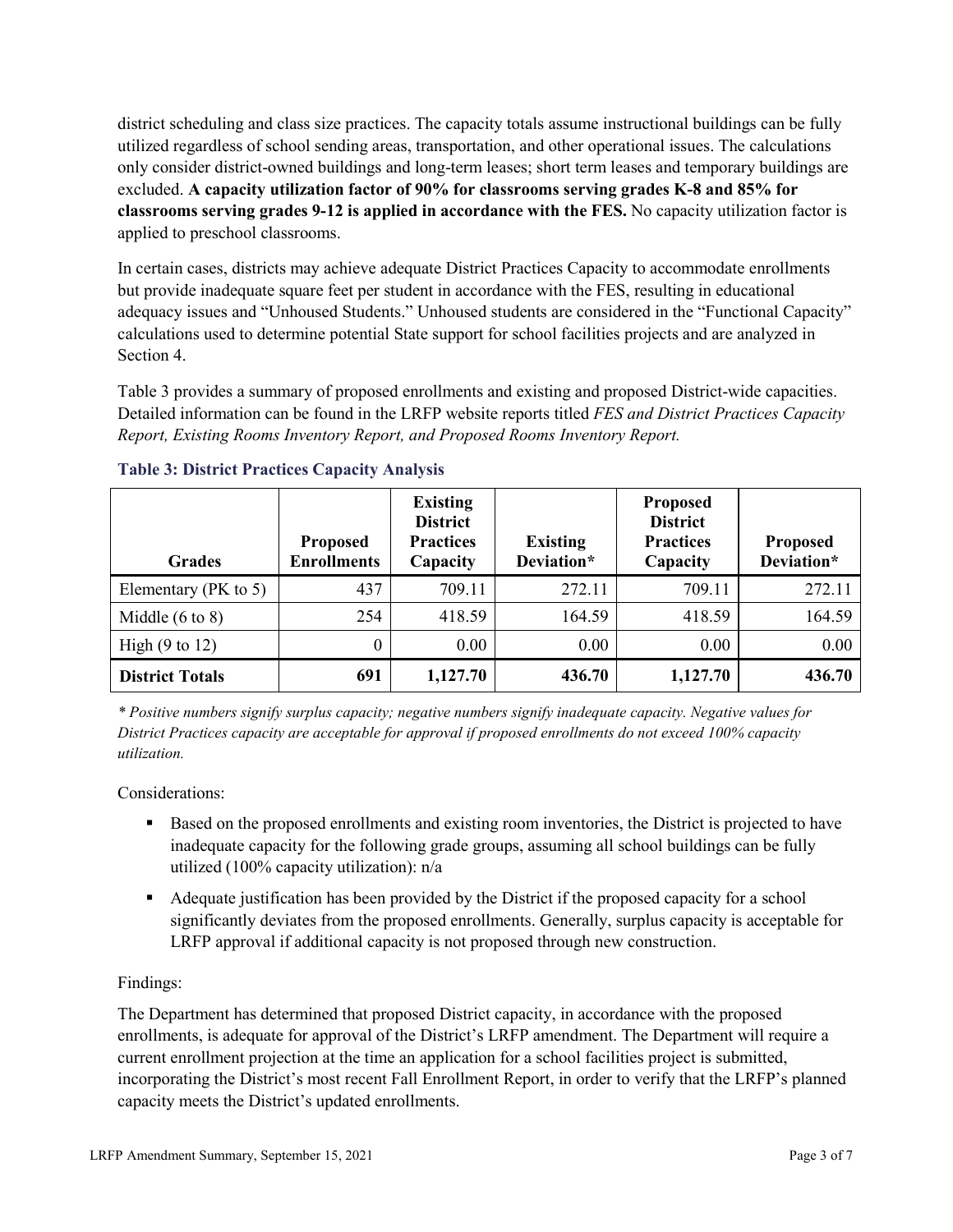district scheduling and class size practices. The capacity totals assume instructional buildings can be fully utilized regardless of school sending areas, transportation, and other operational issues. The calculations only consider district-owned buildings and long-term leases; short term leases and temporary buildings are excluded. **A capacity utilization factor of 90% for classrooms serving grades K-8 and 85% for classrooms serving grades 9-12 is applied in accordance with the FES.** No capacity utilization factor is applied to preschool classrooms.

In certain cases, districts may achieve adequate District Practices Capacity to accommodate enrollments but provide inadequate square feet per student in accordance with the FES, resulting in educational adequacy issues and "Unhoused Students." Unhoused students are considered in the "Functional Capacity" calculations used to determine potential State support for school facilities projects and are analyzed in Section 4.

Table 3 provides a summary of proposed enrollments and existing and proposed District-wide capacities. Detailed information can be found in the LRFP website reports titled *FES and District Practices Capacity Report, Existing Rooms Inventory Report, and Proposed Rooms Inventory Report.*

### Table 3: District Practices Capacity Analysis

| Grades | Proposed Enrollments | Existing District Practices Capacity | Existing Deviation* | Proposed District Practices Capacity | Proposed Deviation* |
|---|---|---|---|---|---|
| Elementary (PK to 5) | 437 | 709.11 | 272.11 | 709.11 | 272.11 |
| Middle (6 to 8) | 254 | 418.59 | 164.59 | 418.59 | 164.59 |
| High (9 to 12) | 0 | 0.00 | 0.00 | 0.00 | 0.00 |
| **District Totals** | **691** | **1,127.70** | **436.70** | **1,127.70** | **436.70** |

*\* Positive numbers signify surplus capacity; negative numbers signify inadequate capacity. Negative values for District Practices capacity are acceptable for approval if proposed enrollments do not exceed 100% capacity utilization.*

Considerations:

- Based on the proposed enrollments and existing room inventories, the District is projected to have inadequate capacity for the following grade groups, assuming all school buildings can be fully utilized (100% capacity utilization): n/a
- Adequate justification has been provided by the District if the proposed capacity for a school significantly deviates from the proposed enrollments. Generally, surplus capacity is acceptable for LRFP approval if additional capacity is not proposed through new construction.

Findings:

The Department has determined that proposed District capacity, in accordance with the proposed enrollments, is adequate for approval of the District's LRFP amendment. The Department will require a current enrollment projection at the time an application for a school facilities project is submitted, incorporating the District's most recent Fall Enrollment Report, in order to verify that the LRFP's planned capacity meets the District's updated enrollments.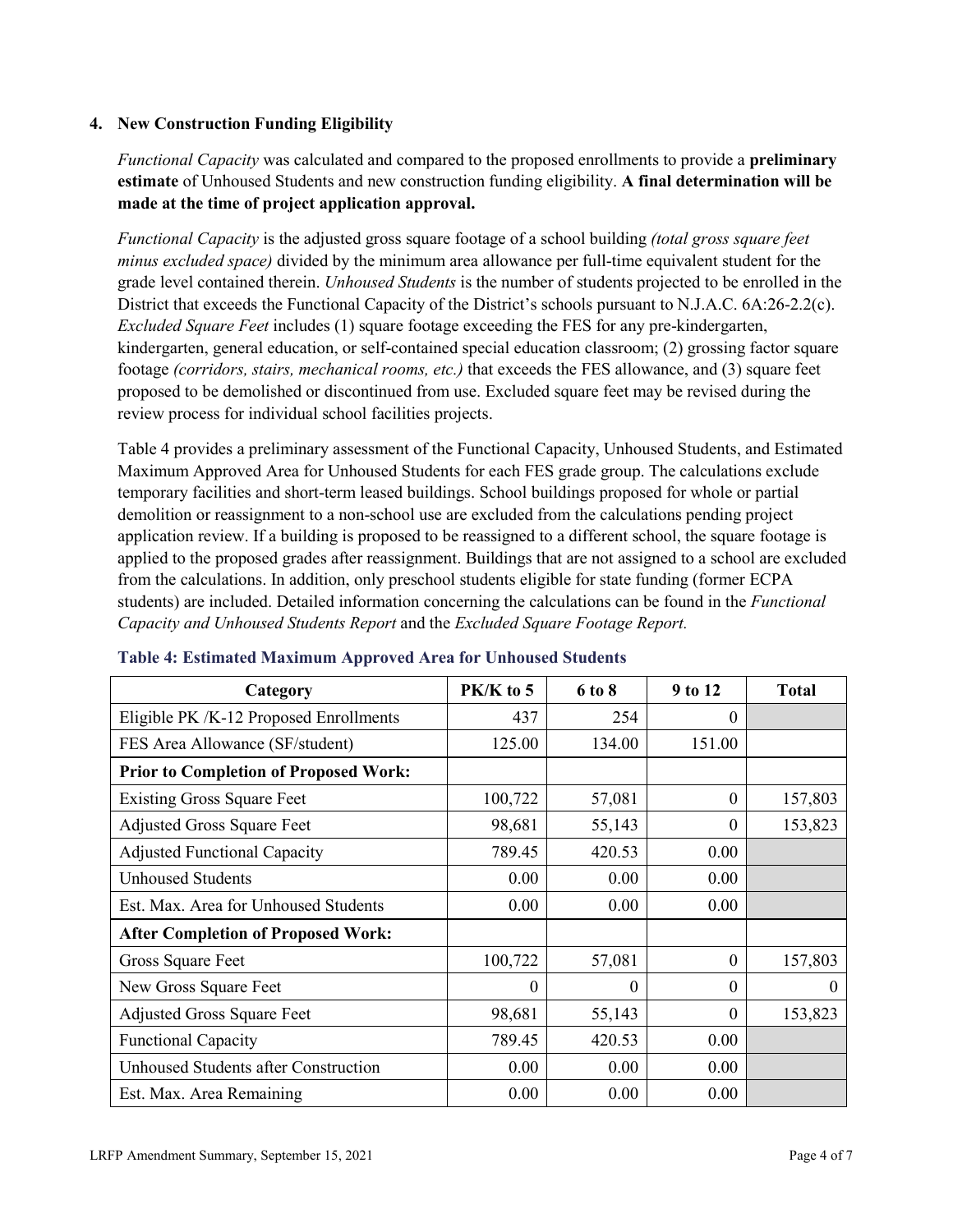## 4. New Construction Funding Eligibility

*Functional Capacity* was calculated and compared to the proposed enrollments to provide a **preliminary estimate** of Unhoused Students and new construction funding eligibility. **A final determination will be made at the time of project application approval.**

*Functional Capacity* is the adjusted gross square footage of a school building *(total gross square feet minus excluded space)* divided by the minimum area allowance per full-time equivalent student for the grade level contained therein. *Unhoused Students* is the number of students projected to be enrolled in the District that exceeds the Functional Capacity of the District's schools pursuant to N.J.A.C. 6A:26-2.2(c). *Excluded Square Feet* includes (1) square footage exceeding the FES for any pre-kindergarten, kindergarten, general education, or self-contained special education classroom; (2) grossing factor square footage *(corridors, stairs, mechanical rooms, etc.)* that exceeds the FES allowance, and (3) square feet proposed to be demolished or discontinued from use. Excluded square feet may be revised during the review process for individual school facilities projects.

Table 4 provides a preliminary assessment of the Functional Capacity, Unhoused Students, and Estimated Maximum Approved Area for Unhoused Students for each FES grade group. The calculations exclude temporary facilities and short-term leased buildings. School buildings proposed for whole or partial demolition or reassignment to a non-school use are excluded from the calculations pending project application review. If a building is proposed to be reassigned to a different school, the square footage is applied to the proposed grades after reassignment. Buildings that are not assigned to a school are excluded from the calculations. In addition, only preschool students eligible for state funding (former ECPA students) are included. Detailed information concerning the calculations can be found in the *Functional Capacity and Unhoused Students Report* and the *Excluded Square Footage Report.*

**Table 4: Estimated Maximum Approved Area for Unhoused Students**

| Category | PK/K to 5 | 6 to 8 | 9 to 12 | Total |
|---|---|---|---|---|
| Eligible PK /K-12 Proposed Enrollments | 437 | 254 | 0 | |
| FES Area Allowance (SF/student) | 125.00 | 134.00 | 151.00 | |
| **Prior to Completion of Proposed Work:** | | | | |
| Existing Gross Square Feet | 100,722 | 57,081 | 0 | 157,803 |
| Adjusted Gross Square Feet | 98,681 | 55,143 | 0 | 153,823 |
| Adjusted Functional Capacity | 789.45 | 420.53 | 0.00 | |
| Unhoused Students | 0.00 | 0.00 | 0.00 | |
| Est. Max. Area for Unhoused Students | 0.00 | 0.00 | 0.00 | |
| **After Completion of Proposed Work:** | | | | |
| Gross Square Feet | 100,722 | 57,081 | 0 | 157,803 |
| New Gross Square Feet | 0 | 0 | 0 | 0 |
| Adjusted Gross Square Feet | 98,681 | 55,143 | 0 | 153,823 |
| Functional Capacity | 789.45 | 420.53 | 0.00 | |
| Unhoused Students after Construction | 0.00 | 0.00 | 0.00 | |
| Est. Max. Area Remaining | 0.00 | 0.00 | 0.00 | |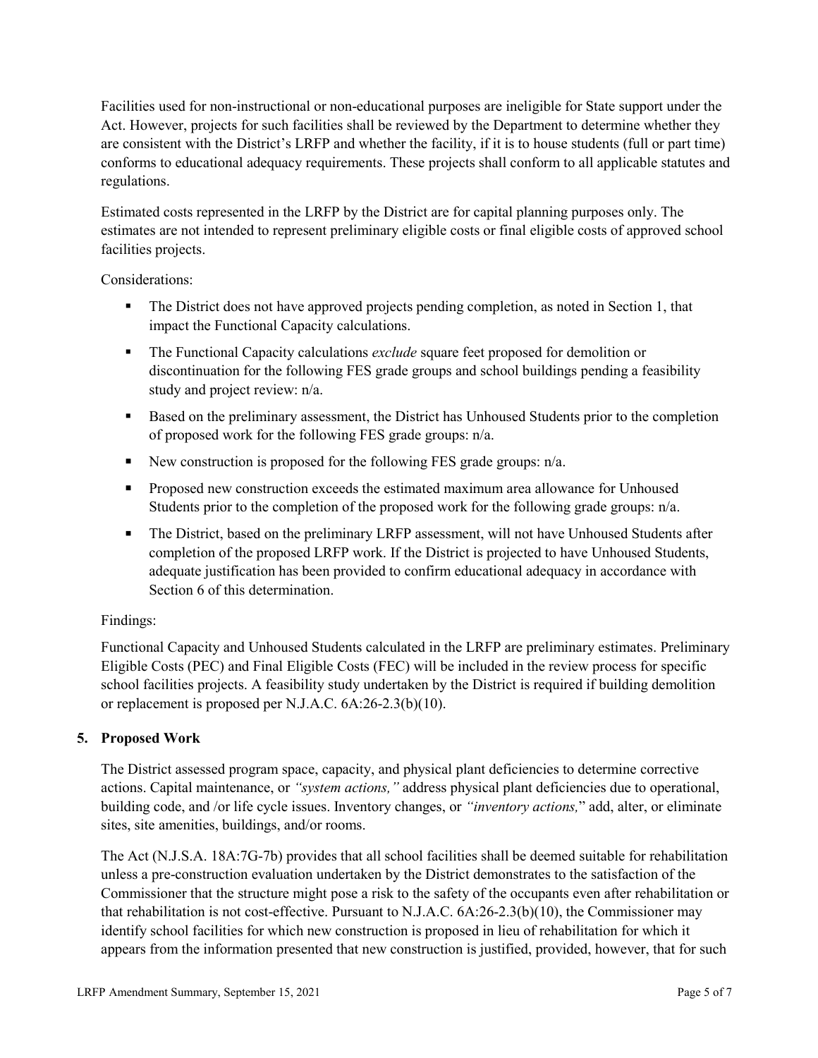Facilities used for non-instructional or non-educational purposes are ineligible for State support under the Act. However, projects for such facilities shall be reviewed by the Department to determine whether they are consistent with the District's LRFP and whether the facility, if it is to house students (full or part time) conforms to educational adequacy requirements. These projects shall conform to all applicable statutes and regulations.

Estimated costs represented in the LRFP by the District are for capital planning purposes only. The estimates are not intended to represent preliminary eligible costs or final eligible costs of approved school facilities projects.

Considerations:

- The District does not have approved projects pending completion, as noted in Section 1, that impact the Functional Capacity calculations.
- The Functional Capacity calculations *exclude* square feet proposed for demolition or discontinuation for the following FES grade groups and school buildings pending a feasibility study and project review: n/a.
- Based on the preliminary assessment, the District has Unhoused Students prior to the completion of proposed work for the following FES grade groups: n/a.
- New construction is proposed for the following FES grade groups: n/a.
- Proposed new construction exceeds the estimated maximum area allowance for Unhoused Students prior to the completion of the proposed work for the following grade groups: n/a.
- The District, based on the preliminary LRFP assessment, will not have Unhoused Students after completion of the proposed LRFP work. If the District is projected to have Unhoused Students, adequate justification has been provided to confirm educational adequacy in accordance with Section 6 of this determination.

Findings:

Functional Capacity and Unhoused Students calculated in the LRFP are preliminary estimates. Preliminary Eligible Costs (PEC) and Final Eligible Costs (FEC) will be included in the review process for specific school facilities projects. A feasibility study undertaken by the District is required if building demolition or replacement is proposed per N.J.A.C. 6A:26-2.3(b)(10).

## 5. Proposed Work

The District assessed program space, capacity, and physical plant deficiencies to determine corrective actions. Capital maintenance, or *"system actions,"* address physical plant deficiencies due to operational, building code, and /or life cycle issues. Inventory changes, or *"inventory actions,"* add, alter, or eliminate sites, site amenities, buildings, and/or rooms.

The Act (N.J.S.A. 18A:7G-7b) provides that all school facilities shall be deemed suitable for rehabilitation unless a pre-construction evaluation undertaken by the District demonstrates to the satisfaction of the Commissioner that the structure might pose a risk to the safety of the occupants even after rehabilitation or that rehabilitation is not cost-effective. Pursuant to N.J.A.C. 6A:26-2.3(b)(10), the Commissioner may identify school facilities for which new construction is proposed in lieu of rehabilitation for which it appears from the information presented that new construction is justified, provided, however, that for such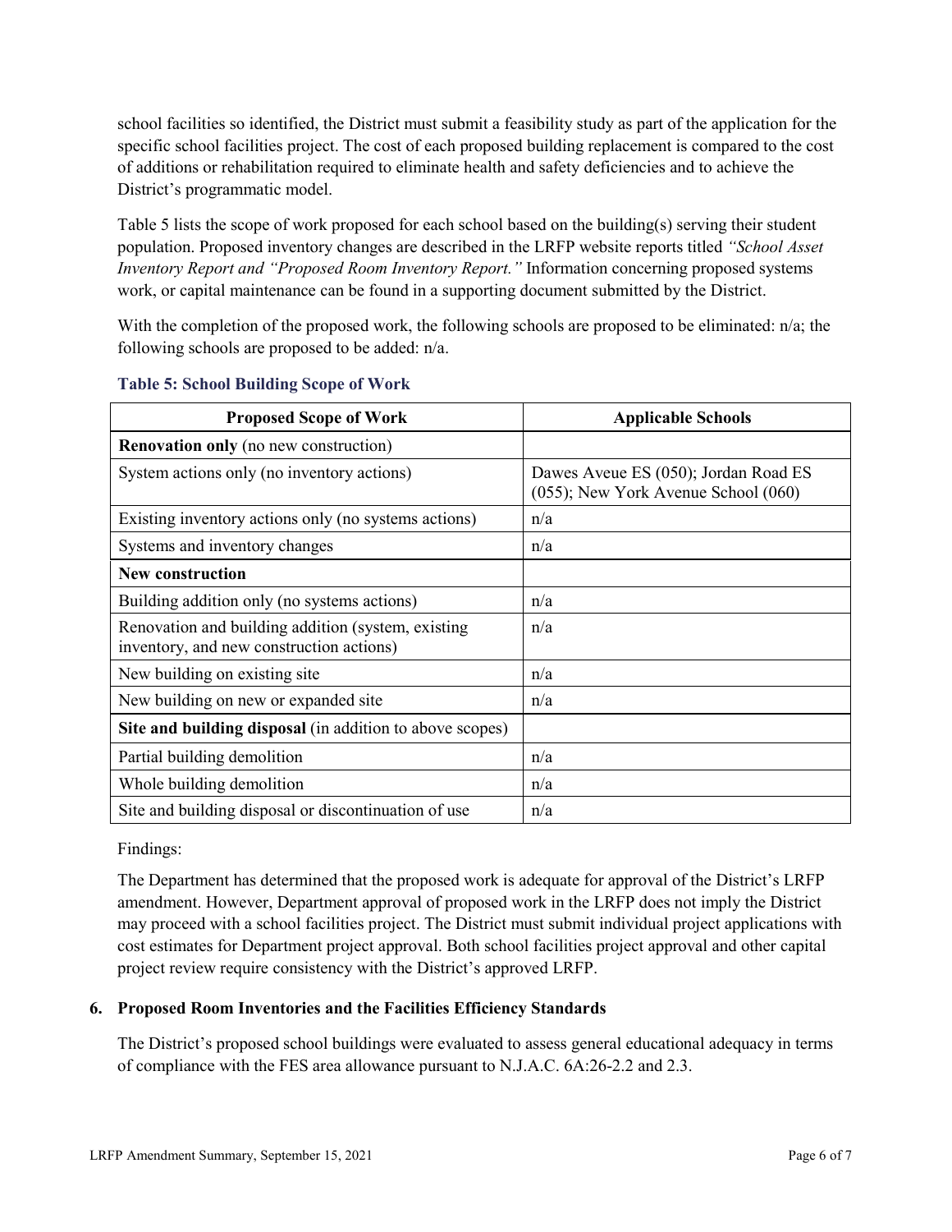school facilities so identified, the District must submit a feasibility study as part of the application for the specific school facilities project. The cost of each proposed building replacement is compared to the cost of additions or rehabilitation required to eliminate health and safety deficiencies and to achieve the District's programmatic model.

Table 5 lists the scope of work proposed for each school based on the building(s) serving their student population. Proposed inventory changes are described in the LRFP website reports titled *"School Asset Inventory Report and "Proposed Room Inventory Report."* Information concerning proposed systems work, or capital maintenance can be found in a supporting document submitted by the District.

With the completion of the proposed work, the following schools are proposed to be eliminated: n/a; the following schools are proposed to be added: n/a.

**Table 5: School Building Scope of Work**

| Proposed Scope of Work | Applicable Schools |
|---|---|
| **Renovation only** (no new construction) | |
| System actions only (no inventory actions) | Dawes Aveue ES (050); Jordan Road ES (055); New York Avenue School (060) |
| Existing inventory actions only (no systems actions) | n/a |
| Systems and inventory changes | n/a |
| **New construction** | |
| Building addition only (no systems actions) | n/a |
| Renovation and building addition (system, existing inventory, and new construction actions) | n/a |
| New building on existing site | n/a |
| New building on new or expanded site | n/a |
| **Site and building disposal** (in addition to above scopes) | |
| Partial building demolition | n/a |
| Whole building demolition | n/a |
| Site and building disposal or discontinuation of use | n/a |

Findings:

The Department has determined that the proposed work is adequate for approval of the District's LRFP amendment. However, Department approval of proposed work in the LRFP does not imply the District may proceed with a school facilities project. The District must submit individual project applications with cost estimates for Department project approval. Both school facilities project approval and other capital project review require consistency with the District's approved LRFP.

## 6. Proposed Room Inventories and the Facilities Efficiency Standards

The District's proposed school buildings were evaluated to assess general educational adequacy in terms of compliance with the FES area allowance pursuant to N.J.A.C. 6A:26-2.2 and 2.3.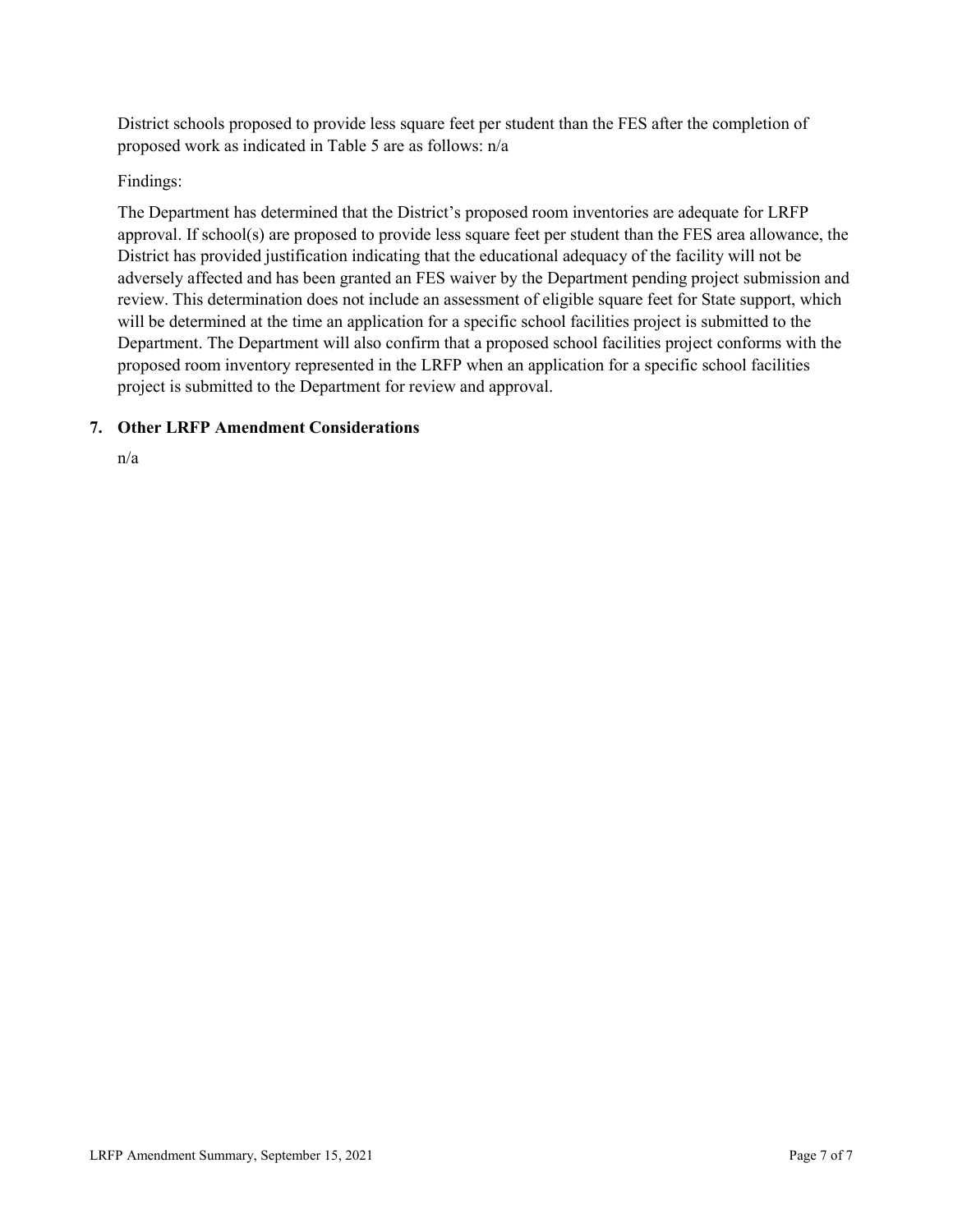District schools proposed to provide less square feet per student than the FES after the completion of proposed work as indicated in Table 5 are as follows: n/a

Findings:

The Department has determined that the District's proposed room inventories are adequate for LRFP approval. If school(s) are proposed to provide less square feet per student than the FES area allowance, the District has provided justification indicating that the educational adequacy of the facility will not be adversely affected and has been granted an FES waiver by the Department pending project submission and review. This determination does not include an assessment of eligible square feet for State support, which will be determined at the time an application for a specific school facilities project is submitted to the Department. The Department will also confirm that a proposed school facilities project conforms with the proposed room inventory represented in the LRFP when an application for a specific school facilities project is submitted to the Department for review and approval.

## 7. Other LRFP Amendment Considerations

n/a